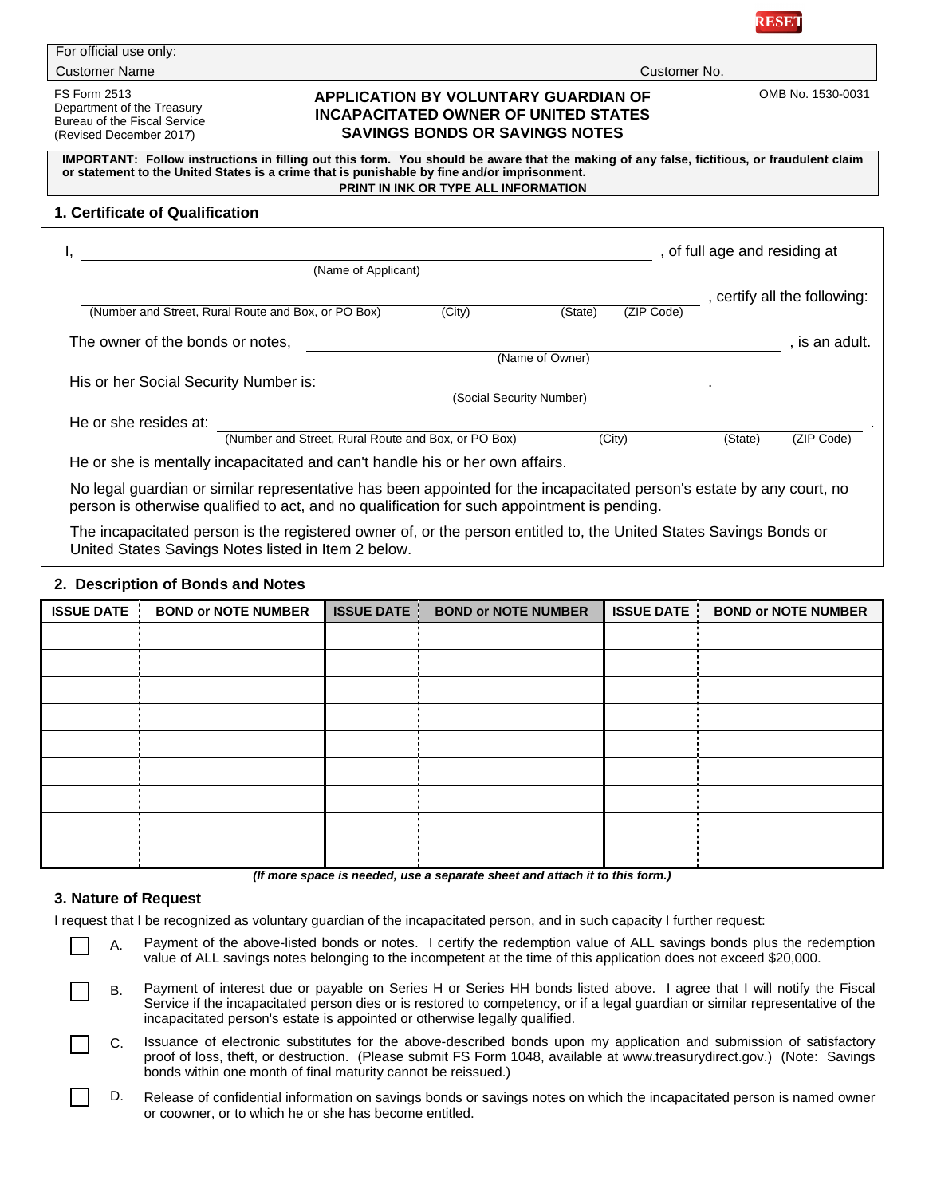RESET

| For official use only: | |
|---|---|
| Customer Name | Customer No. |

FS Form 2513
Department of the Treasury
Bureau of the Fiscal Service
(Revised December 2017)

# APPLICATION BY VOLUNTARY GUARDIAN OF INCAPACITATED OWNER OF UNITED STATES SAVINGS BONDS OR SAVINGS NOTES

OMB No. 1530-0031

**IMPORTANT: Follow instructions in filling out this form. You should be aware that the making of any false, fictitious, or fraudulent claim or statement to the United States is a crime that is punishable by fine and/or imprisonment.**

**PRINT IN INK OR TYPE ALL INFORMATION**

## 1. Certificate of Qualification

I, ______________________________ (Name of Applicant), of full age and residing at

______________________________ (Number and Street, Rural Route and Box, or PO Box) (City) (State) (ZIP Code), certify all the following:

The owner of the bonds or notes, ______________________________ (Name of Owner), is an adult.

His or her Social Security Number is: ______________________________ (Social Security Number).

He or she resides at: ______________________________ (Number and Street, Rural Route and Box, or PO Box) (City) (State) (ZIP Code).

He or she is mentally incapacitated and can't handle his or her own affairs.

No legal guardian or similar representative has been appointed for the incapacitated person's estate by any court, no person is otherwise qualified to act, and no qualification for such appointment is pending.

The incapacitated person is the registered owner of, or the person entitled to, the United States Savings Bonds or United States Savings Notes listed in Item 2 below.

## 2. Description of Bonds and Notes

| ISSUE DATE | BOND or NOTE NUMBER | ISSUE DATE | BOND or NOTE NUMBER | ISSUE DATE | BOND or NOTE NUMBER |
|---|---|---|---|---|---|
| | | | | | |
| | | | | | |
| | | | | | |
| | | | | | |
| | | | | | |
| | | | | | |
| | | | | | |
| | | | | | |
| | | | | | |

*(If more space is needed, use a separate sheet and attach it to this form.)*

## 3. Nature of Request

I request that I be recognized as voluntary guardian of the incapacitated person, and in such capacity I further request:

☐ A. Payment of the above-listed bonds or notes. I certify the redemption value of ALL savings bonds plus the redemption value of ALL savings notes belonging to the incompetent at the time of this application does not exceed $20,000.

☐ B. Payment of interest due or payable on Series H or Series HH bonds listed above. I agree that I will notify the Fiscal Service if the incapacitated person dies or is restored to competency, or if a legal guardian or similar representative of the incapacitated person's estate is appointed or otherwise legally qualified.

☐ C. Issuance of electronic substitutes for the above-described bonds upon my application and submission of satisfactory proof of loss, theft, or destruction. (Please submit FS Form 1048, available at www.treasurydirect.gov.) (Note: Savings bonds within one month of final maturity cannot be reissued.)

☐ D. Release of confidential information on savings bonds or savings notes on which the incapacitated person is named owner or coowner, or to which he or she has become entitled.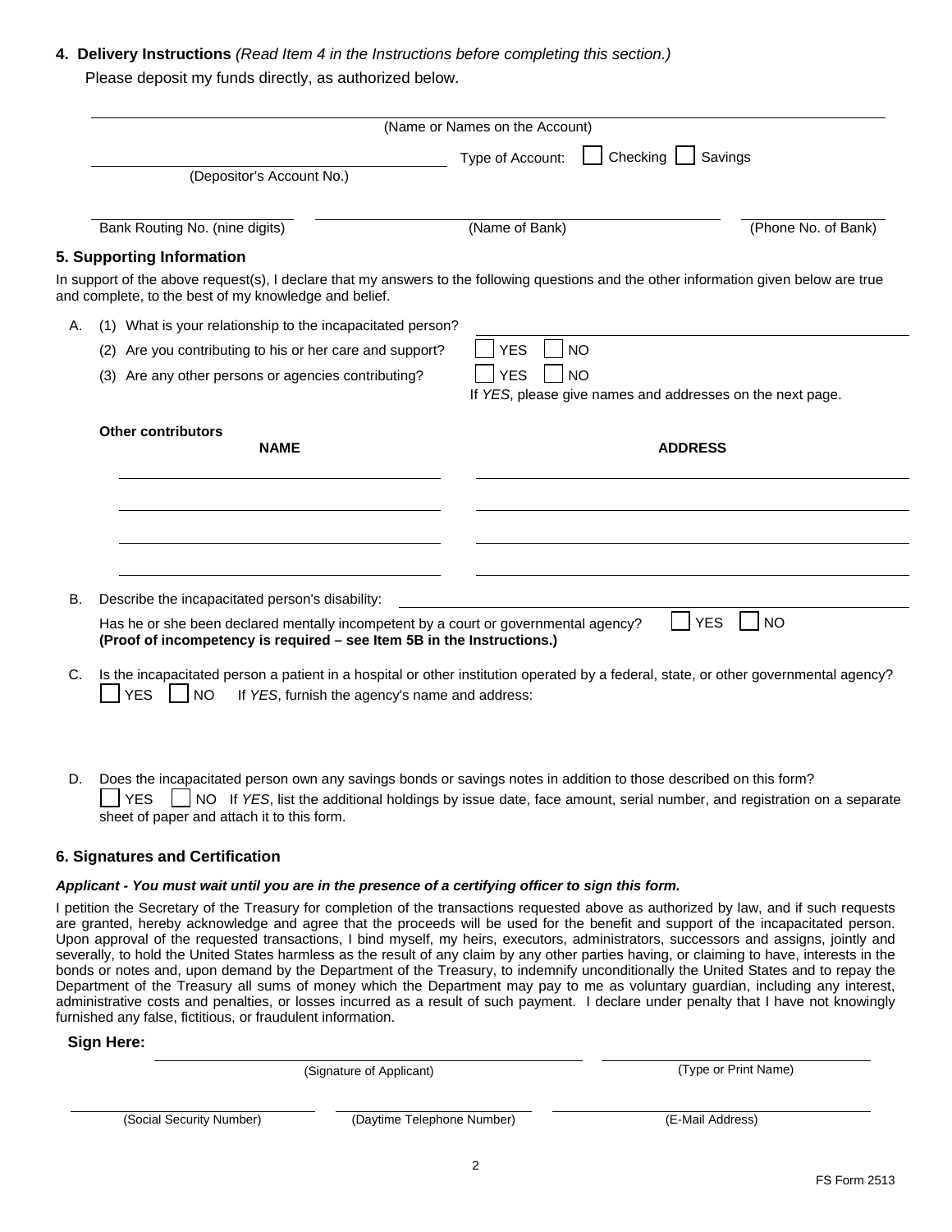**4. Delivery Instructions** *(Read Item 4 in the Instructions before completing this section.)*

Please deposit my funds directly, as authorized below.

(Name or Names on the Account)

(Depositor's Account No.) Type of Account: ☐ Checking ☐ Savings

Bank Routing No. (nine digits) (Name of Bank) (Phone No. of Bank)

**5. Supporting Information**

In support of the above request(s), I declare that my answers to the following questions and the other information given below are true and complete, to the best of my knowledge and belief.

A. (1) What is your relationship to the incapacitated person?

(2) Are you contributing to his or her care and support? ☐ YES ☐ NO

(3) Are any other persons or agencies contributing? ☐ YES ☐ NO

If *YES*, please give names and addresses on the next page.

**Other contributors**

| **NAME** | **ADDRESS** |
|---|---|
| | |
| | |
| | |
| | |

B. Describe the incapacitated person's disability:

Has he or she been declared mentally incompetent by a court or governmental agency? ☐ YES ☐ NO
**(Proof of incompetency is required – see Item 5B in the Instructions.)**

C. Is the incapacitated person a patient in a hospital or other institution operated by a federal, state, or other governmental agency?
☐ YES ☐ NO If *YES*, furnish the agency's name and address:

D. Does the incapacitated person own any savings bonds or savings notes in addition to those described on this form?
☐ YES ☐ NO If *YES*, list the additional holdings by issue date, face amount, serial number, and registration on a separate sheet of paper and attach it to this form.

**6. Signatures and Certification**

***Applicant - You must wait until you are in the presence of a certifying officer to sign this form.***

I petition the Secretary of the Treasury for completion of the transactions requested above as authorized by law, and if such requests are granted, hereby acknowledge and agree that the proceeds will be used for the benefit and support of the incapacitated person. Upon approval of the requested transactions, I bind myself, my heirs, executors, administrators, successors and assigns, jointly and severally, to hold the United States harmless as the result of any claim by any other parties having, or claiming to have, interests in the bonds or notes and, upon demand by the Department of the Treasury, to indemnify unconditionally the United States and to repay the Department of the Treasury all sums of money which the Department may pay to me as voluntary guardian, including any interest, administrative costs and penalties, or losses incurred as a result of such payment. I declare under penalty that I have not knowingly furnished any false, fictitious, or fraudulent information.

**Sign Here:**

(Signature of Applicant) (Type or Print Name)

(Social Security Number) (Daytime Telephone Number) (E-Mail Address)

FS Form 2513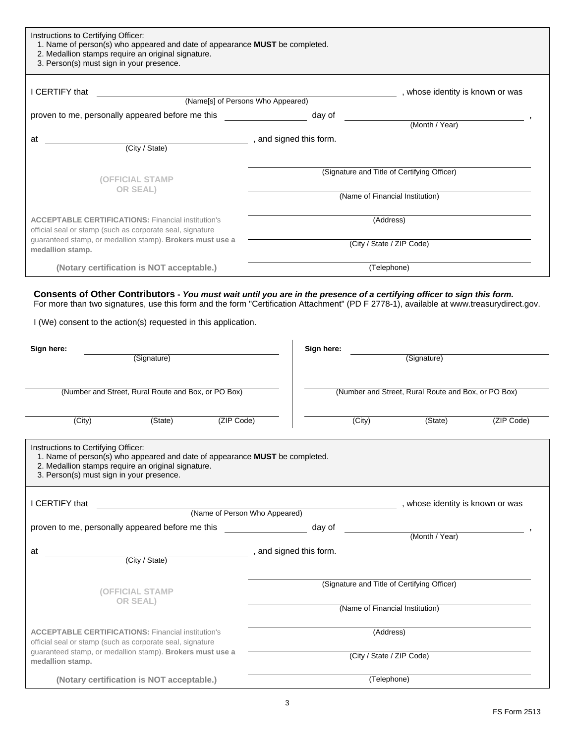Instructions to Certifying Officer:

1. Name of person(s) who appeared and date of appearance **MUST** be completed.
2. Medallion stamps require an original signature.
3. Person(s) must sign in your presence.

I CERTIFY that ______________________________ (Name[s] of Persons Who Appeared), whose identity is known or was proven to me, personally appeared before me this __________ day of ______________ (Month / Year), at ______________________ (City / State), and signed this form.

(OFFICIAL STAMP OR SEAL)

______________________________
(Signature and Title of Certifying Officer)

______________________________
(Name of Financial Institution)

______________________________
(Address)

______________________________
(City / State / ZIP Code)

______________________________
(Telephone)

**ACCEPTABLE CERTIFICATIONS:** Financial institution's official seal or stamp (such as corporate seal, signature guaranteed stamp, or medallion stamp). **Brokers must use a medallion stamp.**

**(Notary certification is NOT acceptable.)**

## Consents of Other Contributors - *You must wait until you are in the presence of a certifying officer to sign this form.*

For more than two signatures, use this form and the form "Certification Attachment" (PD F 2778-1), available at www.treasurydirect.gov.

I (We) consent to the action(s) requested in this application.

**Sign here:** ______________________________
(Signature)

______________________________
(Number and Street, Rural Route and Box, or PO Box)

______________________________
(City) (State) (ZIP Code)

**Sign here:** ______________________________
(Signature)

______________________________
(Number and Street, Rural Route and Box, or PO Box)

______________________________
(City) (State) (ZIP Code)

Instructions to Certifying Officer:

1. Name of person(s) who appeared and date of appearance **MUST** be completed.
2. Medallion stamps require an original signature.
3. Person(s) must sign in your presence.

I CERTIFY that ______________________________ (Name of Person Who Appeared), whose identity is known or was proven to me, personally appeared before me this __________ day of ______________ (Month / Year), at ______________________ (City / State), and signed this form.

(OFFICIAL STAMP OR SEAL)

______________________________
(Signature and Title of Certifying Officer)

______________________________
(Name of Financial Institution)

______________________________
(Address)

______________________________
(City / State / ZIP Code)

______________________________
(Telephone)

**ACCEPTABLE CERTIFICATIONS:** Financial institution's official seal or stamp (such as corporate seal, signature guaranteed stamp, or medallion stamp). **Brokers must use a medallion stamp.**

**(Notary certification is NOT acceptable.)**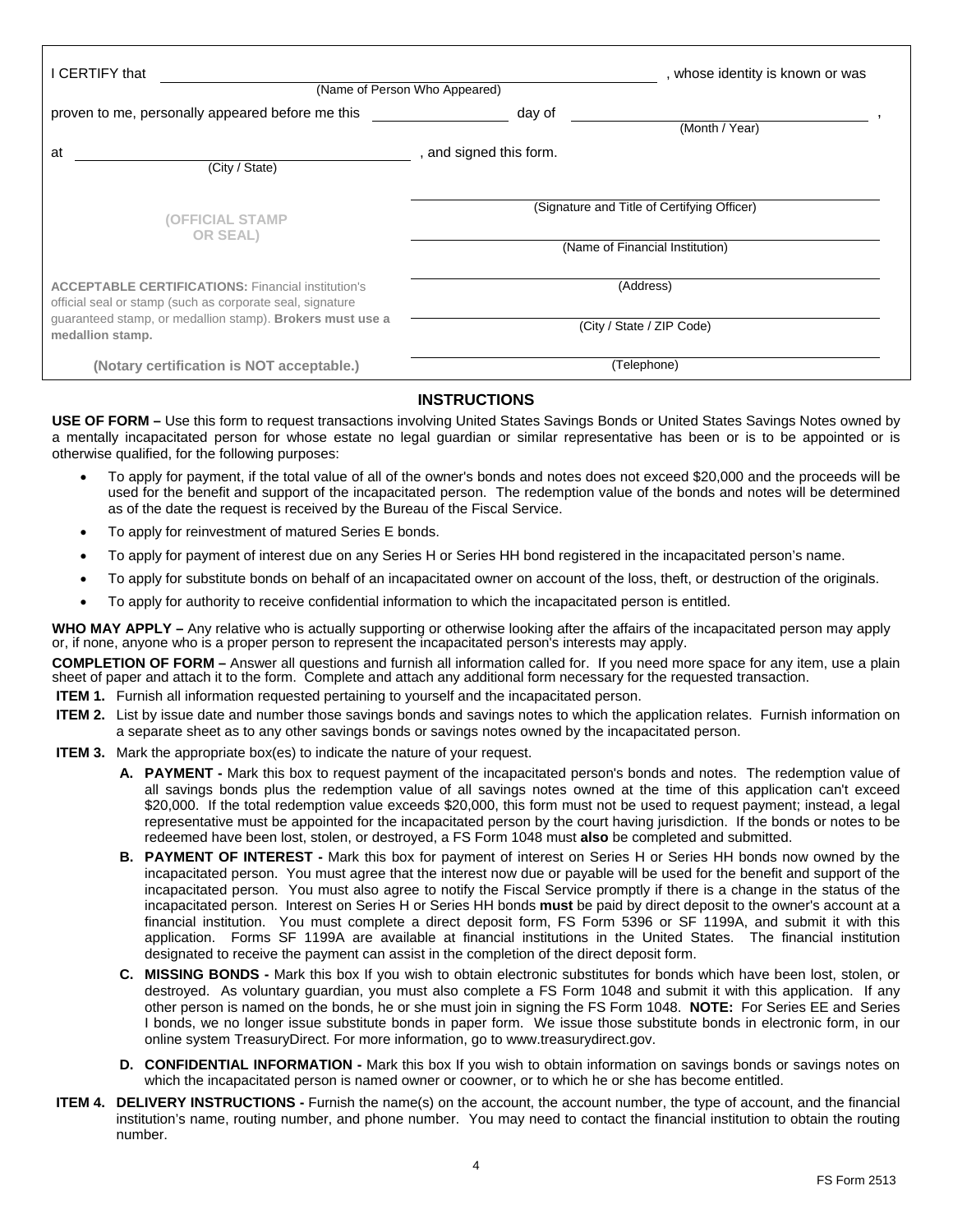I CERTIFY that ______________________________ (Name of Person Who Appeared), whose identity is known or was proven to me, personally appeared before me this __________ day of ______________________ (Month / Year), at ______________________ (City / State), and signed this form.

(OFFICIAL STAMP OR SEAL)

______________________________
(Signature and Title of Certifying Officer)

______________________________
(Name of Financial Institution)

______________________________
(Address)

______________________________
(City / State / ZIP Code)

______________________________
(Telephone)

**ACCEPTABLE CERTIFICATIONS:** Financial institution's official seal or stamp (such as corporate seal, signature guaranteed stamp, or medallion stamp). **Brokers must use a medallion stamp.**

**(Notary certification is NOT acceptable.)**

## INSTRUCTIONS

**USE OF FORM –** Use this form to request transactions involving United States Savings Bonds or United States Savings Notes owned by a mentally incapacitated person for whose estate no legal guardian or similar representative has been or is to be appointed or is otherwise qualified, for the following purposes:

- To apply for payment, if the total value of all of the owner's bonds and notes does not exceed $20,000 and the proceeds will be used for the benefit and support of the incapacitated person. The redemption value of the bonds and notes will be determined as of the date the request is received by the Bureau of the Fiscal Service.
- To apply for reinvestment of matured Series E bonds.
- To apply for payment of interest due on any Series H or Series HH bond registered in the incapacitated person's name.
- To apply for substitute bonds on behalf of an incapacitated owner on account of the loss, theft, or destruction of the originals.
- To apply for authority to receive confidential information to which the incapacitated person is entitled.

**WHO MAY APPLY –** Any relative who is actually supporting or otherwise looking after the affairs of the incapacitated person may apply or, if none, anyone who is a proper person to represent the incapacitated person's interests may apply.

**COMPLETION OF FORM –** Answer all questions and furnish all information called for. If you need more space for any item, use a plain sheet of paper and attach it to the form. Complete and attach any additional form necessary for the requested transaction.

**ITEM 1.** Furnish all information requested pertaining to yourself and the incapacitated person.

**ITEM 2.** List by issue date and number those savings bonds and savings notes to which the application relates. Furnish information on a separate sheet as to any other savings bonds or savings notes owned by the incapacitated person.

**ITEM 3.** Mark the appropriate box(es) to indicate the nature of your request.

- **A. PAYMENT -** Mark this box to request payment of the incapacitated person's bonds and notes. The redemption value of all savings bonds plus the redemption value of all savings notes owned at the time of this application can't exceed $20,000. If the total redemption value exceeds $20,000, this form must not be used to request payment; instead, a legal representative must be appointed for the incapacitated person by the court having jurisdiction. If the bonds or notes to be redeemed have been lost, stolen, or destroyed, a FS Form 1048 must **also** be completed and submitted.
- **B. PAYMENT OF INTEREST -** Mark this box for payment of interest on Series H or Series HH bonds now owned by the incapacitated person. You must agree that the interest now due or payable will be used for the benefit and support of the incapacitated person. You must also agree to notify the Fiscal Service promptly if there is a change in the status of the incapacitated person. Interest on Series H or Series HH bonds **must** be paid by direct deposit to the owner's account at a financial institution. You must complete a direct deposit form, FS Form 5396 or SF 1199A, and submit it with this application. Forms SF 1199A are available at financial institutions in the United States. The financial institution designated to receive the payment can assist in the completion of the direct deposit form.
- **C. MISSING BONDS -** Mark this box If you wish to obtain electronic substitutes for bonds which have been lost, stolen, or destroyed. As voluntary guardian, you must also complete a FS Form 1048 and submit it with this application. If any other person is named on the bonds, he or she must join in signing the FS Form 1048. **NOTE:** For Series EE and Series I bonds, we no longer issue substitute bonds in paper form. We issue those substitute bonds in electronic form, in our online system TreasuryDirect. For more information, go to www.treasurydirect.gov.
- **D. CONFIDENTIAL INFORMATION -** Mark this box If you wish to obtain information on savings bonds or savings notes on which the incapacitated person is named owner or coowner, or to which he or she has become entitled.

**ITEM 4. DELIVERY INSTRUCTIONS -** Furnish the name(s) on the account, the account number, the type of account, and the financial institution's name, routing number, and phone number. You may need to contact the financial institution to obtain the routing number.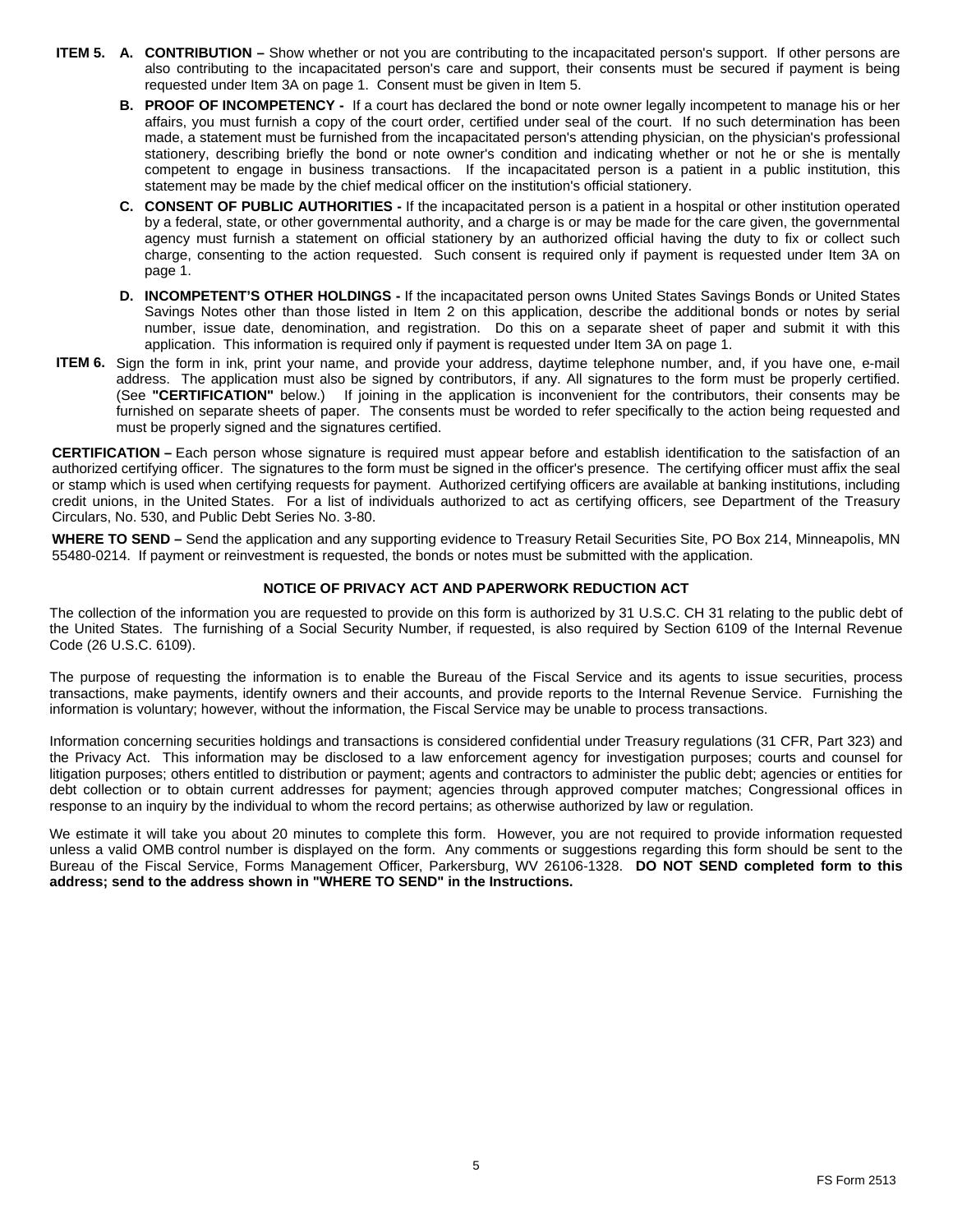**ITEM 5.** **A. CONTRIBUTION –** Show whether or not you are contributing to the incapacitated person's support. If other persons are also contributing to the incapacitated person's care and support, their consents must be secured if payment is being requested under Item 3A on page 1. Consent must be given in Item 5.

**B. PROOF OF INCOMPETENCY -** If a court has declared the bond or note owner legally incompetent to manage his or her affairs, you must furnish a copy of the court order, certified under seal of the court. If no such determination has been made, a statement must be furnished from the incapacitated person's attending physician, on the physician's professional stationery, describing briefly the bond or note owner's condition and indicating whether or not he or she is mentally competent to engage in business transactions. If the incapacitated person is a patient in a public institution, this statement may be made by the chief medical officer on the institution's official stationery.

**C. CONSENT OF PUBLIC AUTHORITIES -** If the incapacitated person is a patient in a hospital or other institution operated by a federal, state, or other governmental authority, and a charge is or may be made for the care given, the governmental agency must furnish a statement on official stationery by an authorized official having the duty to fix or collect such charge, consenting to the action requested. Such consent is required only if payment is requested under Item 3A on page 1.

**D. INCOMPETENT'S OTHER HOLDINGS -** If the incapacitated person owns United States Savings Bonds or United States Savings Notes other than those listed in Item 2 on this application, describe the additional bonds or notes by serial number, issue date, denomination, and registration. Do this on a separate sheet of paper and submit it with this application. This information is required only if payment is requested under Item 3A on page 1.

**ITEM 6.** Sign the form in ink, print your name, and provide your address, daytime telephone number, and, if you have one, e-mail address. The application must also be signed by contributors, if any. All signatures to the form must be properly certified. (See **"CERTIFICATION"** below.) If joining in the application is inconvenient for the contributors, their consents may be furnished on separate sheets of paper. The consents must be worded to refer specifically to the action being requested and must be properly signed and the signatures certified.

**CERTIFICATION –** Each person whose signature is required must appear before and establish identification to the satisfaction of an authorized certifying officer. The signatures to the form must be signed in the officer's presence. The certifying officer must affix the seal or stamp which is used when certifying requests for payment. Authorized certifying officers are available at banking institutions, including credit unions, in the United States. For a list of individuals authorized to act as certifying officers, see Department of the Treasury Circulars, No. 530, and Public Debt Series No. 3-80.

**WHERE TO SEND –** Send the application and any supporting evidence to Treasury Retail Securities Site, PO Box 214, Minneapolis, MN 55480-0214. If payment or reinvestment is requested, the bonds or notes must be submitted with the application.

**NOTICE OF PRIVACY ACT AND PAPERWORK REDUCTION ACT**

The collection of the information you are requested to provide on this form is authorized by 31 U.S.C. CH 31 relating to the public debt of the United States. The furnishing of a Social Security Number, if requested, is also required by Section 6109 of the Internal Revenue Code (26 U.S.C. 6109).

The purpose of requesting the information is to enable the Bureau of the Fiscal Service and its agents to issue securities, process transactions, make payments, identify owners and their accounts, and provide reports to the Internal Revenue Service. Furnishing the information is voluntary; however, without the information, the Fiscal Service may be unable to process transactions.

Information concerning securities holdings and transactions is considered confidential under Treasury regulations (31 CFR, Part 323) and the Privacy Act. This information may be disclosed to a law enforcement agency for investigation purposes; courts and counsel for litigation purposes; others entitled to distribution or payment; agents and contractors to administer the public debt; agencies or entities for debt collection or to obtain current addresses for payment; agencies through approved computer matches; Congressional offices in response to an inquiry by the individual to whom the record pertains; as otherwise authorized by law or regulation.

We estimate it will take you about 20 minutes to complete this form. However, you are not required to provide information requested unless a valid OMB control number is displayed on the form. Any comments or suggestions regarding this form should be sent to the Bureau of the Fiscal Service, Forms Management Officer, Parkersburg, WV 26106-1328. **DO NOT SEND completed form to this address; send to the address shown in "WHERE TO SEND" in the Instructions.**